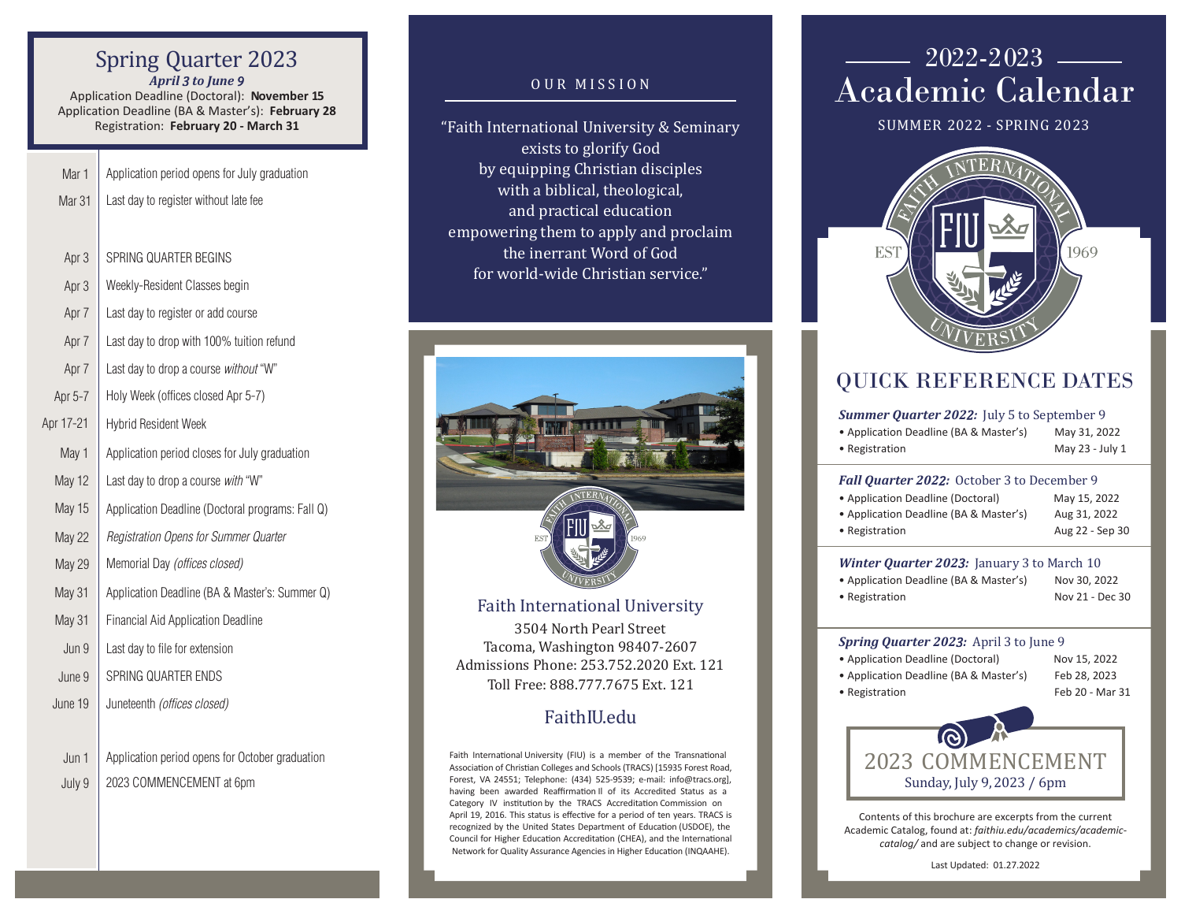## Spring Quarter 2023

*April 3 to June 9*

Application Deadline (Doctoral): **November 15**
Application Deadline (BA & Master's): **February 28**
Registration: **February 20 - March 31**

| Date | Event |
|---|---|
| Mar 1 | Application period opens for July graduation |
| Mar 31 | Last day to register without late fee |
| Apr 3 | SPRING QUARTER BEGINS |
| Apr 3 | Weekly-Resident Classes begin |
| Apr 7 | Last day to register or add course |
| Apr 7 | Last day to drop with 100% tuition refund |
| Apr 7 | Last day to drop a course *without* "W" |
| Apr 5-7 | Holy Week (offices closed Apr 5-7) |
| Apr 17-21 | Hybrid Resident Week |
| May 1 | Application period closes for July graduation |
| May 12 | Last day to drop a course *with* "W" |
| May 15 | Application Deadline (Doctoral programs: Fall Q) |
| May 22 | *Registration Opens for Summer Quarter* |
| May 29 | Memorial Day *(offices closed)* |
| May 31 | Application Deadline (BA & Master's: Summer Q) |
| May 31 | Financial Aid Application Deadline |
| Jun 9 | Last day to file for extension |
| June 9 | SPRING QUARTER ENDS |
| June 19 | Juneteenth *(offices closed)* |
| Jun 1 | Application period opens for October graduation |
| July 9 | 2023 COMMENCEMENT at 6pm |

## OUR MISSION

"Faith International University & Seminary exists to glorify God by equipping Christian disciples with a biblical, theological, and practical education empowering them to apply and proclaim the inerrant Word of God for world-wide Christian service."

### Faith International University

3504 North Pearl Street
Tacoma, Washington 98407-2607
Admissions Phone: 253.752.2020 Ext. 121
Toll Free: 888.777.7675 Ext. 121

**FaithIU.edu**

Faith International University (FIU) is a member of the Transnational Association of Christian Colleges and Schools (TRACS) [15935 Forest Road, Forest, VA 24551; Telephone: (434) 525-9539; e-mail: info@tracs.org], having been awarded Reaffirmation II of its Accredited Status as a Category IV institution by the TRACS Accreditation Commission on April 19, 2016. This status is effective for a period of ten years. TRACS is recognized by the United States Department of Education (USDOE), the Council for Higher Education Accreditation (CHEA), and the International Network for Quality Assurance Agencies in Higher Education (INQAAHE).

# 2022-2023 Academic Calendar

SUMMER 2022 - SPRING 2023

Faith International University — EST 1969

## QUICK REFERENCE DATES

***Summer Quarter 2022:*** July 5 to September 9

| | |
|---|---|
| • Application Deadline (BA & Master's) | May 31, 2022 |
| • Registration | May 23 - July 1 |

***Fall Quarter 2022:*** October 3 to December 9

| | |
|---|---|
| • Application Deadline (Doctoral) | May 15, 2022 |
| • Application Deadline (BA & Master's) | Aug 31, 2022 |
| • Registration | Aug 22 - Sep 30 |

***Winter Quarter 2023:*** January 3 to March 10

| | |
|---|---|
| • Application Deadline (BA & Master's) | Nov 30, 2022 |
| • Registration | Nov 21 - Dec 30 |

***Spring Quarter 2023:*** April 3 to June 9

| | |
|---|---|
| • Application Deadline (Doctoral) | Nov 15, 2022 |
| • Application Deadline (BA & Master's) | Feb 28, 2023 |
| • Registration | Feb 20 - Mar 31 |

### 2023 COMMENCEMENT

Sunday, July 9, 2023 / 6pm

Contents of this brochure are excerpts from the current Academic Catalog, found at: *faithiu.edu/academics/academic-catalog/* and are subject to change or revision.

Last Updated: 01.27.2022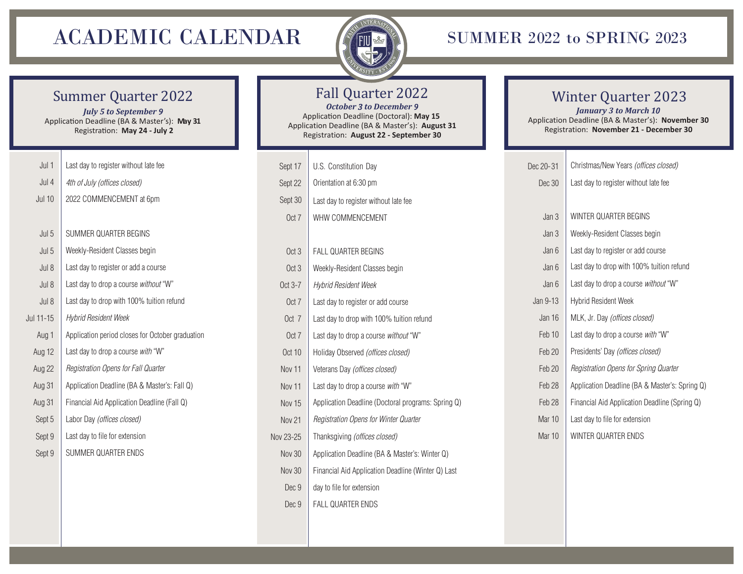# ACADEMIC CALENDAR

# SUMMER 2022 to SPRING 2023

## Summer Quarter 2022

***July 5 to September 9***

Application Deadline (BA & Master's): **May 31**

Registration: **May 24 - July 2**

| | |
|---|---|
| Jul 1 | Last day to register without late fee |
| Jul 4 | *4th of July (offices closed)* |
| Jul 10 | 2022 COMMENCEMENT at 6pm |
| Jul 5 | SUMMER QUARTER BEGINS |
| Jul 5 | Weekly-Resident Classes begin |
| Jul 8 | Last day to register or add a course |
| Jul 8 | Last day to drop a course *without* "W" |
| Jul 8 | Last day to drop with 100% tuition refund |
| Jul 11-15 | *Hybrid Resident Week* |
| Aug 1 | Application period closes for October graduation |
| Aug 12 | Last day to drop a course *with* "W" |
| Aug 22 | *Registration Opens for Fall Quarter* |
| Aug 31 | Application Deadline (BA & Master's: Fall Q) |
| Aug 31 | Financial Aid Application Deadline (Fall Q) |
| Sept 5 | Labor Day *(offices closed)* |
| Sept 9 | Last day to file for extension |
| Sept 9 | SUMMER QUARTER ENDS |

## Fall Quarter 2022

***October 3 to December 9***

Application Deadline (Doctoral): **May 15**

Application Deadline (BA & Master's): **August 31**

Registration: **August 22 - September 30**

| | |
|---|---|
| Sept 17 | U.S. Constitution Day |
| Sept 22 | Orientation at 6:30 pm |
| Sept 30 | Last day to register without late fee |
| Oct 7 | WHW COMMENCEMENT |
| Oct 3 | FALL QUARTER BEGINS |
| Oct 3 | Weekly-Resident Classes begin |
| Oct 3-7 | *Hybrid Resident Week* |
| Oct 7 | Last day to register or add course |
| Oct 7 | Last day to drop with 100% tuition refund |
| Oct 7 | Last day to drop a course *without* "W" |
| Oct 10 | Holiday Observed *(offices closed)* |
| Nov 11 | Veterans Day *(offices closed)* |
| Nov 11 | Last day to drop a course *with* "W" |
| Nov 15 | Application Deadline (Doctoral programs: Spring Q) |
| Nov 21 | *Registration Opens for Winter Quarter* |
| Nov 23-25 | Thanksgiving *(offices closed)* |
| Nov 30 | Application Deadline (BA & Master's: Winter Q) |
| Nov 30 | Financial Aid Application Deadline (Winter Q) Last |
| Dec 9 | day to file for extension |
| Dec 9 | FALL QUARTER ENDS |

## Winter Quarter 2023

***January 3 to March 10***

Application Deadline (BA & Master's): **November 30**

Registration: **November 21 - December 30**

| | |
|---|---|
| Dec 20-31 | Christmas/New Years *(offices closed)* |
| Dec 30 | Last day to register without late fee |
| Jan 3 | WINTER QUARTER BEGINS |
| Jan 3 | Weekly-Resident Classes begin |
| Jan 6 | Last day to register or add course |
| Jan 6 | Last day to drop with 100% tuition refund |
| Jan 6 | Last day to drop a course *without* "W" |
| Jan 9-13 | Hybrid Resident Week |
| Jan 16 | MLK, Jr. Day *(offices closed)* |
| Feb 10 | Last day to drop a course *with* "W" |
| Feb 20 | Presidents' Day *(offices closed)* |
| Feb 20 | *Registration Opens for Spring Quarter* |
| Feb 28 | Application Deadline (BA & Master's: Spring Q) |
| Feb 28 | Financial Aid Application Deadline (Spring Q) |
| Mar 10 | Last day to file for extension |
| Mar 10 | WINTER QUARTER ENDS |